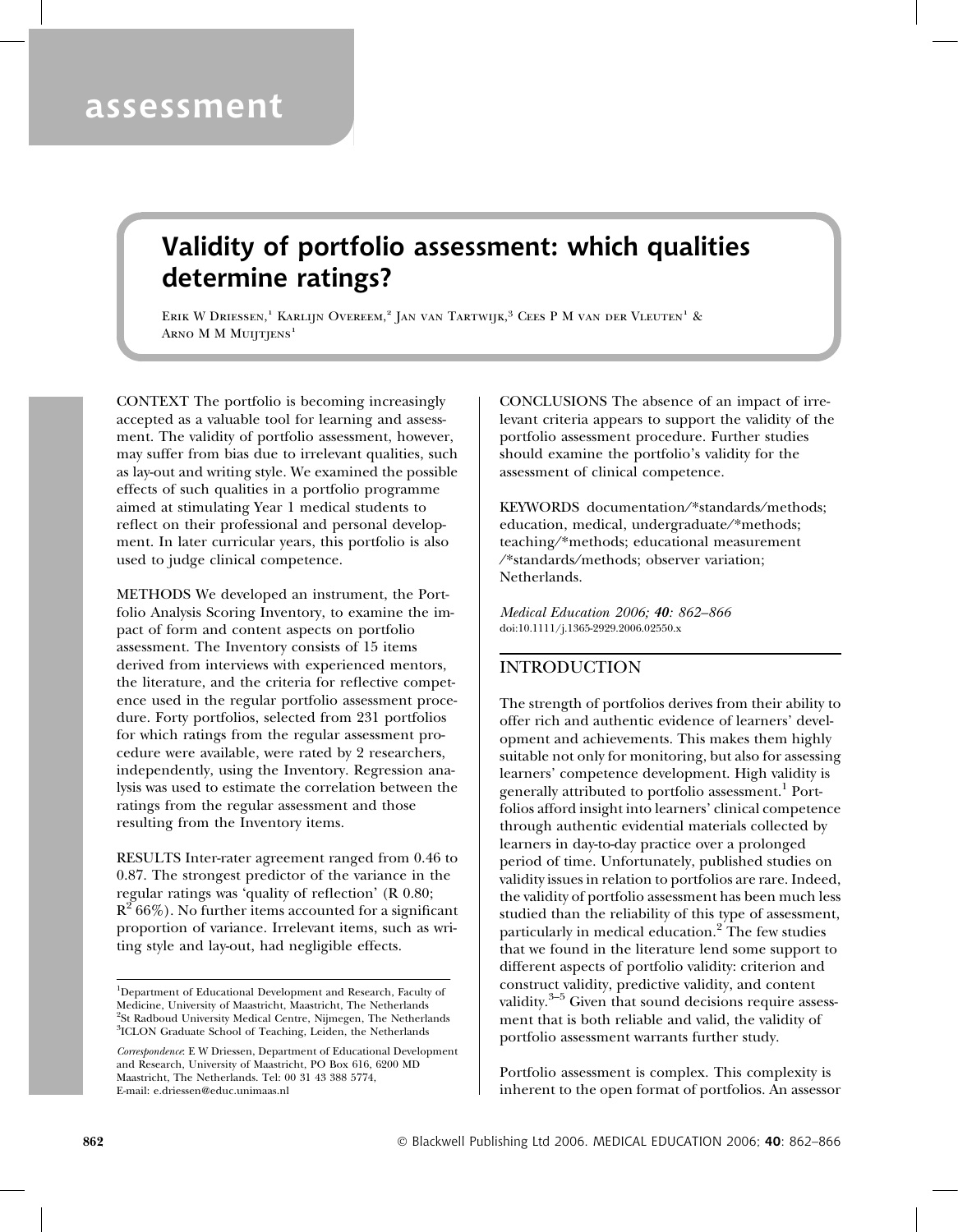assessment

# Validity of portfolio assessment: which qualities determine ratings?

Erik W Driessen,[1] Karlijn Overeem,[2] Jan van Tartwijk,[3] Cees P M van der Vleuten[1] & Arno M M Muijtjens[1]

CONTEXT The portfolio is becoming increasingly accepted as a valuable tool for learning and assessment. The validity of portfolio assessment, however, may suffer from bias due to irrelevant qualities, such as lay-out and writing style. We examined the possible effects of such qualities in a portfolio programme aimed at stimulating Year 1 medical students to reflect on their professional and personal development. In later curricular years, this portfolio is also used to judge clinical competence.

METHODS We developed an instrument, the Portfolio Analysis Scoring Inventory, to examine the impact of form and content aspects on portfolio assessment. The Inventory consists of 15 items derived from interviews with experienced mentors, the literature, and the criteria for reflective competence used in the regular portfolio assessment procedure. Forty portfolios, selected from 231 portfolios for which ratings from the regular assessment procedure were available, were rated by 2 researchers, independently, using the Inventory. Regression analysis was used to estimate the correlation between the ratings from the regular assessment and those resulting from the Inventory items.

RESULTS Inter-rater agreement ranged from 0.46 to 0.87. The strongest predictor of the variance in the regular ratings was 'quality of reflection' (R 0.80; $R^2$ 66%). No further items accounted for a significant proportion of variance. Irrelevant items, such as writing style and lay-out, had negligible effects.

CONCLUSIONS The absence of an impact of irrelevant criteria appears to support the validity of the portfolio assessment procedure. Further studies should examine the portfolio's validity for the assessment of clinical competence.

KEYWORDS documentation/*standards/methods; education, medical, undergraduate/*methods; teaching/*methods; educational measurement /*standards/methods; observer variation; Netherlands.

*Medical Education 2006; **40**: 862–866*
doi:10.1111/j.1365-2929.2006.02550.x

[1]Department of Educational Development and Research, Faculty of Medicine, University of Maastricht, Maastricht, The Netherlands
[2]St Radboud University Medical Centre, Nijmegen, The Netherlands
[3]ICLON Graduate School of Teaching, Leiden, the Netherlands

*Correspondence*: E W Driessen, Department of Educational Development and Research, University of Maastricht, PO Box 616, 6200 MD Maastricht, The Netherlands. Tel: 00 31 43 388 5774, E-mail: e.driessen@educ.unimaas.nl

## INTRODUCTION

The strength of portfolios derives from their ability to offer rich and authentic evidence of learners' development and achievements. This makes them highly suitable not only for monitoring, but also for assessing learners' competence development. High validity is generally attributed to portfolio assessment.[1] Portfolios afford insight into learners' clinical competence through authentic evidential materials collected by learners in day-to-day practice over a prolonged period of time. Unfortunately, published studies on validity issues in relation to portfolios are rare. Indeed, the validity of portfolio assessment has been much less studied than the reliability of this type of assessment, particularly in medical education.[2] The few studies that we found in the literature lend some support to different aspects of portfolio validity: criterion and construct validity, predictive validity, and content validity.[3–5] Given that sound decisions require assessment that is both reliable and valid, the validity of portfolio assessment warrants further study.

Portfolio assessment is complex. This complexity is inherent to the open format of portfolios. An assessor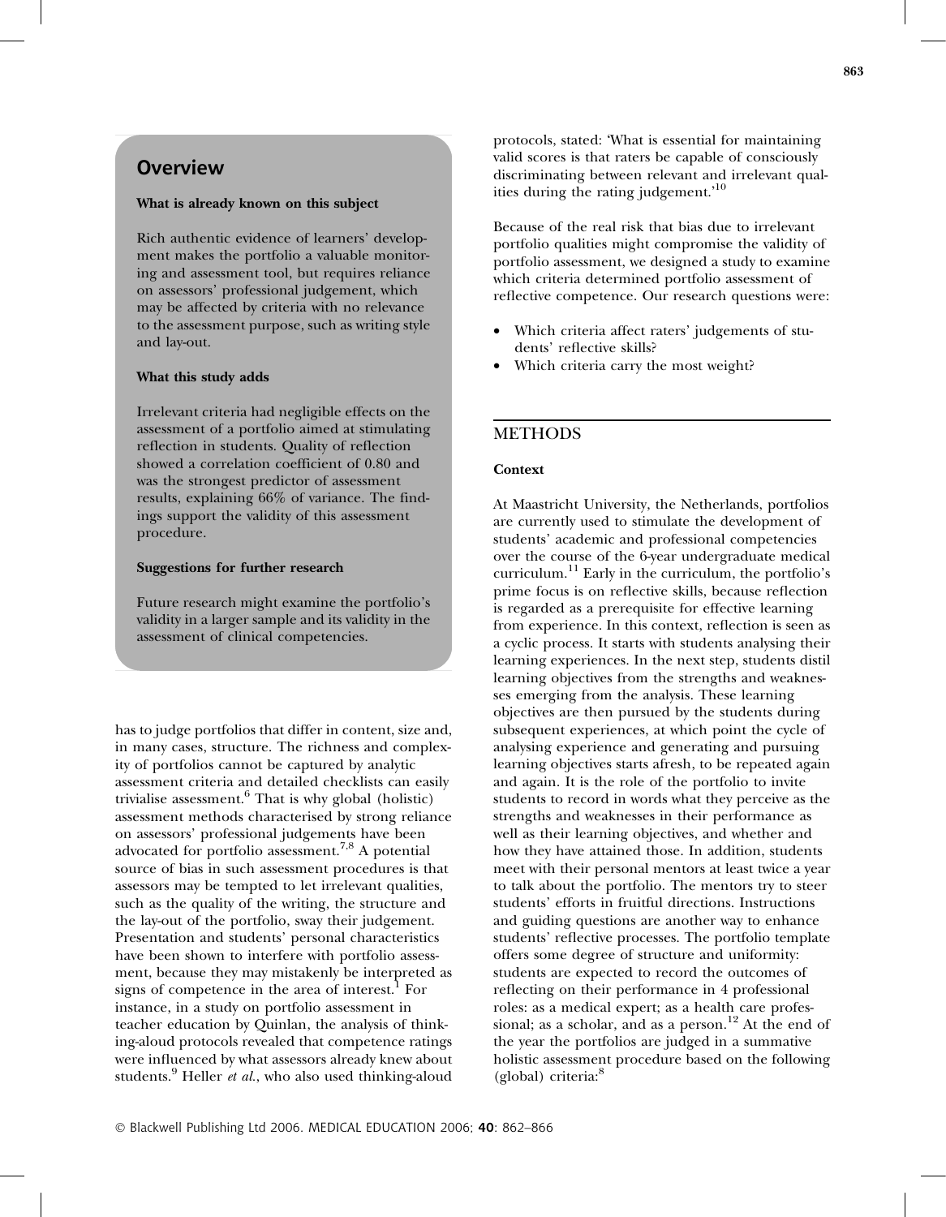## Overview

**What is already known on this subject**

Rich authentic evidence of learners' development makes the portfolio a valuable monitoring and assessment tool, but requires reliance on assessors' professional judgement, which may be affected by criteria with no relevance to the assessment purpose, such as writing style and lay-out.

**What this study adds**

Irrelevant criteria had negligible effects on the assessment of a portfolio aimed at stimulating reflection in students. Quality of reflection showed a correlation coefficient of 0.80 and was the strongest predictor of assessment results, explaining 66% of variance. The findings support the validity of this assessment procedure.

**Suggestions for further research**

Future research might examine the portfolio's validity in a larger sample and its validity in the assessment of clinical competencies.

has to judge portfolios that differ in content, size and, in many cases, structure. The richness and complexity of portfolios cannot be captured by analytic assessment criteria and detailed checklists can easily trivialise assessment.[6] That is why global (holistic) assessment methods characterised by strong reliance on assessors' professional judgements have been advocated for portfolio assessment.[7,8] A potential source of bias in such assessment procedures is that assessors may be tempted to let irrelevant qualities, such as the quality of the writing, the structure and the lay-out of the portfolio, sway their judgement. Presentation and students' personal characteristics have been shown to interfere with portfolio assessment, because they may mistakenly be interpreted as signs of competence in the area of interest.[1] For instance, in a study on portfolio assessment in teacher education by Quinlan, the analysis of thinking-aloud protocols revealed that competence ratings were influenced by what assessors already knew about students.[9] Heller *et al.*, who also used thinking-aloud protocols, stated: 'What is essential for maintaining valid scores is that raters be capable of consciously discriminating between relevant and irrelevant qualities during the rating judgement.'[10]

Because of the real risk that bias due to irrelevant portfolio qualities might compromise the validity of portfolio assessment, we designed a study to examine which criteria determined portfolio assessment of reflective competence. Our research questions were:

- Which criteria affect raters' judgements of students' reflective skills?
- Which criteria carry the most weight?

## METHODS

### Context

At Maastricht University, the Netherlands, portfolios are currently used to stimulate the development of students' academic and professional competencies over the course of the 6-year undergraduate medical curriculum.[11] Early in the curriculum, the portfolio's prime focus is on reflective skills, because reflection is regarded as a prerequisite for effective learning from experience. In this context, reflection is seen as a cyclic process. It starts with students analysing their learning experiences. In the next step, students distil learning objectives from the strengths and weaknesses emerging from the analysis. These learning objectives are then pursued by the students during subsequent experiences, at which point the cycle of analysing experience and generating and pursuing learning objectives starts afresh, to be repeated again and again. It is the role of the portfolio to invite students to record in words what they perceive as the strengths and weaknesses in their performance as well as their learning objectives, and whether and how they have attained those. In addition, students meet with their personal mentors at least twice a year to talk about the portfolio. The mentors try to steer students' efforts in fruitful directions. Instructions and guiding questions are another way to enhance students' reflective processes. The portfolio template offers some degree of structure and uniformity: students are expected to record the outcomes of reflecting on their performance in 4 professional roles: as a medical expert; as a health care professional; as a scholar, and as a person.[12] At the end of the year the portfolios are judged in a summative holistic assessment procedure based on the following (global) criteria:[8]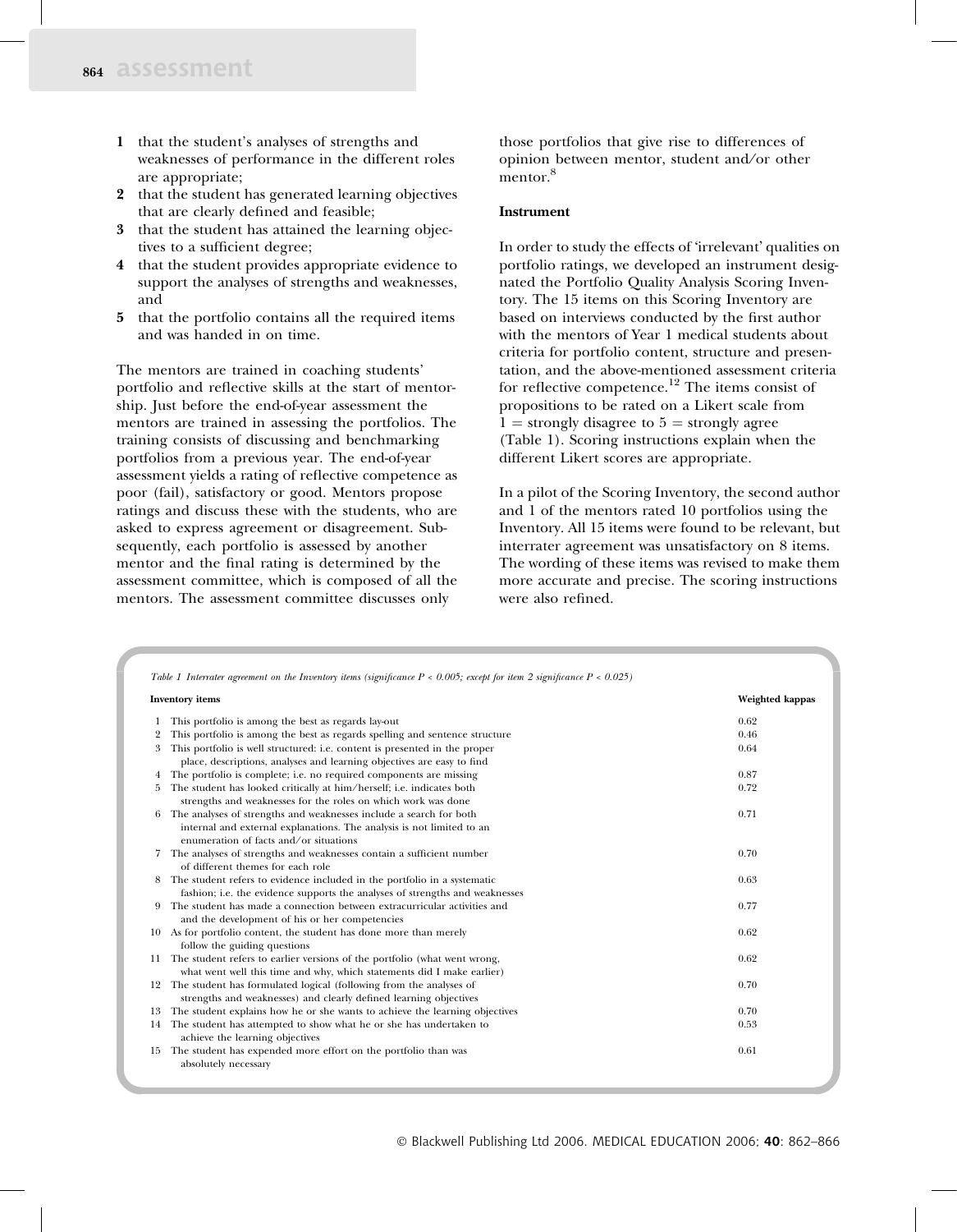1 that the student's analyses of strengths and weaknesses of performance in the different roles are appropriate;
2 that the student has generated learning objectives that are clearly defined and feasible;
3 that the student has attained the learning objectives to a sufficient degree;
4 that the student provides appropriate evidence to support the analyses of strengths and weaknesses, and
5 that the portfolio contains all the required items and was handed in on time.

The mentors are trained in coaching students' portfolio and reflective skills at the start of mentorship. Just before the end-of-year assessment the mentors are trained in assessing the portfolios. The training consists of discussing and benchmarking portfolios from a previous year. The end-of-year assessment yields a rating of reflective competence as poor (fail), satisfactory or good. Mentors propose ratings and discuss these with the students, who are asked to express agreement or disagreement. Subsequently, each portfolio is assessed by another mentor and the final rating is determined by the assessment committee, which is composed of all the mentors. The assessment committee discusses only those portfolios that give rise to differences of opinion between mentor, student and/or other mentor.[8]

**Instrument**

In order to study the effects of 'irrelevant' qualities on portfolio ratings, we developed an instrument designated the Portfolio Quality Analysis Scoring Inventory. The 15 items on this Scoring Inventory are based on interviews conducted by the first author with the mentors of Year 1 medical students about criteria for portfolio content, structure and presentation, and the above-mentioned assessment criteria for reflective competence.[12] The items consist of propositions to be rated on a Likert scale from 1 = strongly disagree to 5 = strongly agree (Table 1). Scoring instructions explain when the different Likert scores are appropriate.

In a pilot of the Scoring Inventory, the second author and 1 of the mentors rated 10 portfolios using the Inventory. All 15 items were found to be relevant, but interrater agreement was unsatisfactory on 8 items. The wording of these items was revised to make them more accurate and precise. The scoring instructions were also refined.

*Table 1 Interrater agreement on the Inventory items (significance $P < 0.005$; except for item 2 significance $P < 0.025$)*

| | Inventory items | Weighted kappas |
|---|---|---|
| 1 | This portfolio is among the best as regards lay-out | 0.62 |
| 2 | This portfolio is among the best as regards spelling and sentence structure | 0.46 |
| 3 | This portfolio is well structured: i.e. content is presented in the proper place, descriptions, analyses and learning objectives are easy to find | 0.64 |
| 4 | The portfolio is complete; i.e. no required components are missing | 0.87 |
| 5 | The student has looked critically at him/herself; i.e. indicates both strengths and weaknesses for the roles on which work was done | 0.72 |
| 6 | The analyses of strengths and weaknesses include a search for both internal and external explanations. The analysis is not limited to an enumeration of facts and/or situations | 0.71 |
| 7 | The analyses of strengths and weaknesses contain a sufficient number of different themes for each role | 0.70 |
| 8 | The student refers to evidence included in the portfolio in a systematic fashion; i.e. the evidence supports the analyses of strengths and weaknesses | 0.63 |
| 9 | The student has made a connection between extracurricular activities and and the development of his or her competencies | 0.77 |
| 10 | As for portfolio content, the student has done more than merely follow the guiding questions | 0.62 |
| 11 | The student refers to earlier versions of the portfolio (what went wrong, what went well this time and why, which statements did I make earlier) | 0.62 |
| 12 | The student has formulated logical (following from the analyses of strengths and weaknesses) and clearly defined learning objectives | 0.70 |
| 13 | The student explains how he or she wants to achieve the learning objectives | 0.70 |
| 14 | The student has attempted to show what he or she has undertaken to achieve the learning objectives | 0.53 |
| 15 | The student has expended more effort on the portfolio than was absolutely necessary | 0.61 |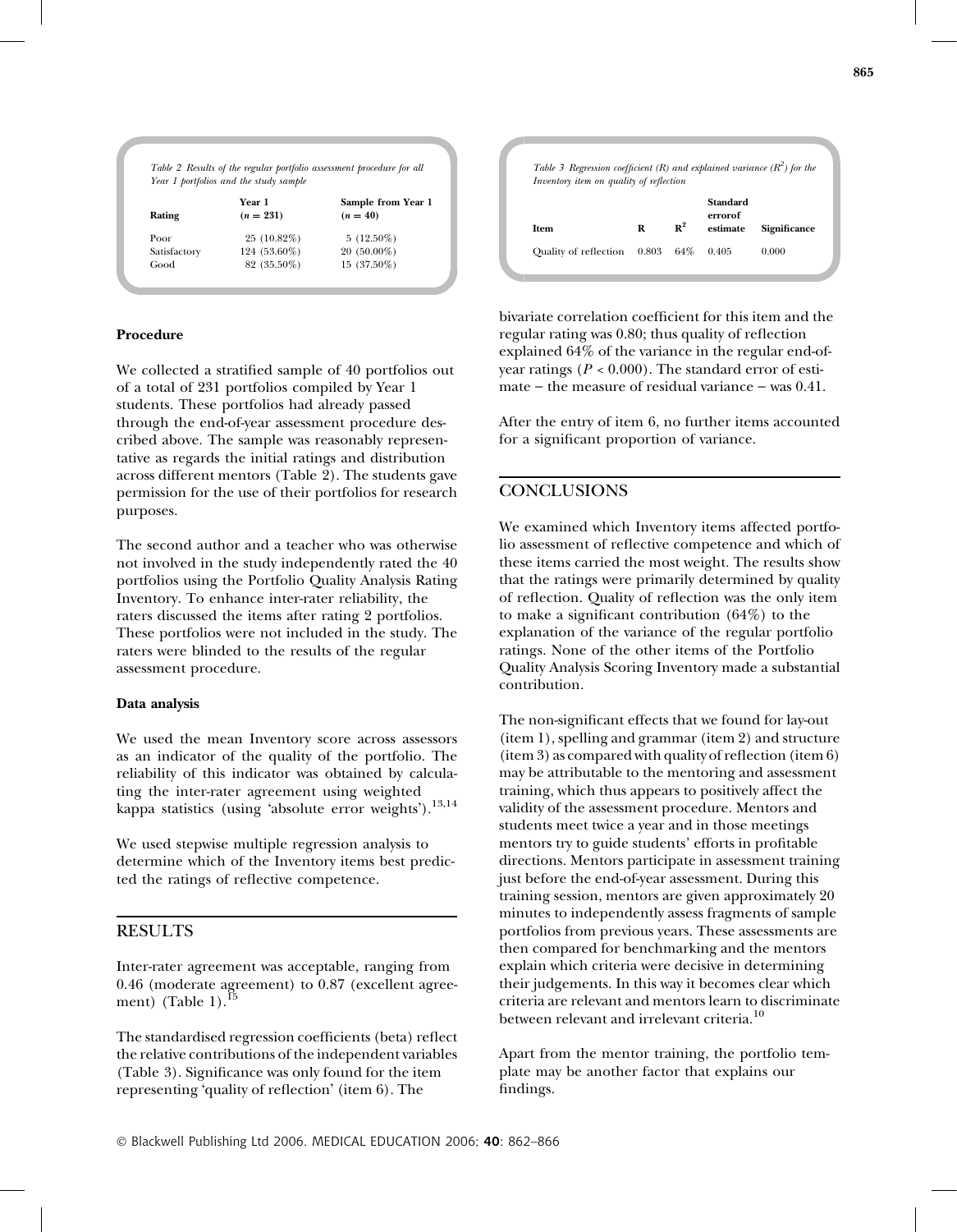*Table 2 Results of the regular portfolio assessment procedure for all Year 1 portfolios and the study sample*

| Rating | Year 1 ($n = 231$) | Sample from Year 1 ($n = 40$) |
|---|---|---|
| Poor | 25 (10.82%) | 5 (12.50%) |
| Satisfactory | 124 (53.60%) | 20 (50.00%) |
| Good | 82 (35.50%) | 15 (37.50%) |

### Procedure

We collected a stratified sample of 40 portfolios out of a total of 231 portfolios compiled by Year 1 students. These portfolios had already passed through the end-of-year assessment procedure described above. The sample was reasonably representative as regards the initial ratings and distribution across different mentors (Table 2). The students gave permission for the use of their portfolios for research purposes.

The second author and a teacher who was otherwise not involved in the study independently rated the 40 portfolios using the Portfolio Quality Analysis Rating Inventory. To enhance inter-rater reliability, the raters discussed the items after rating 2 portfolios. These portfolios were not included in the study. The raters were blinded to the results of the regular assessment procedure.

### Data analysis

We used the mean Inventory score across assessors as an indicator of the quality of the portfolio. The reliability of this indicator was obtained by calculating the inter-rater agreement using weighted kappa statistics (using 'absolute error weights').[13,14]

We used stepwise multiple regression analysis to determine which of the Inventory items best predicted the ratings of reflective competence.

## RESULTS

Inter-rater agreement was acceptable, ranging from 0.46 (moderate agreement) to 0.87 (excellent agreement) (Table 1).[15]

The standardised regression coefficients (beta) reflect the relative contributions of the independent variables (Table 3). Significance was only found for the item representing 'quality of reflection' (item 6). The bivariate correlation coefficient for this item and the regular rating was 0.80; thus quality of reflection explained 64% of the variance in the regular end-of-year ratings ($P < 0.000$). The standard error of estimate – the measure of residual variance – was 0.41.

*Table 3 Regression coefficient (R) and explained variance ($R^2$) for the Inventory item on quality of reflection*

| Item | R | $R^2$ | Standard errorof estimate | Significance |
|---|---|---|---|---|
| Quality of reflection | 0.803 | 64% | 0.405 | 0.000 |

After the entry of item 6, no further items accounted for a significant proportion of variance.

## CONCLUSIONS

We examined which Inventory items affected portfolio assessment of reflective competence and which of these items carried the most weight. The results show that the ratings were primarily determined by quality of reflection. Quality of reflection was the only item to make a significant contribution (64%) to the explanation of the variance of the regular portfolio ratings. None of the other items of the Portfolio Quality Analysis Scoring Inventory made a substantial contribution.

The non-significant effects that we found for lay-out (item 1), spelling and grammar (item 2) and structure (item 3) as compared with quality of reflection (item 6) may be attributable to the mentoring and assessment training, which thus appears to positively affect the validity of the assessment procedure. Mentors and students meet twice a year and in those meetings mentors try to guide students' efforts in profitable directions. Mentors participate in assessment training just before the end-of-year assessment. During this training session, mentors are given approximately 20 minutes to independently assess fragments of sample portfolios from previous years. These assessments are then compared for benchmarking and the mentors explain which criteria were decisive in determining their judgements. In this way it becomes clear which criteria are relevant and mentors learn to discriminate between relevant and irrelevant criteria.[10]

Apart from the mentor training, the portfolio template may be another factor that explains our findings.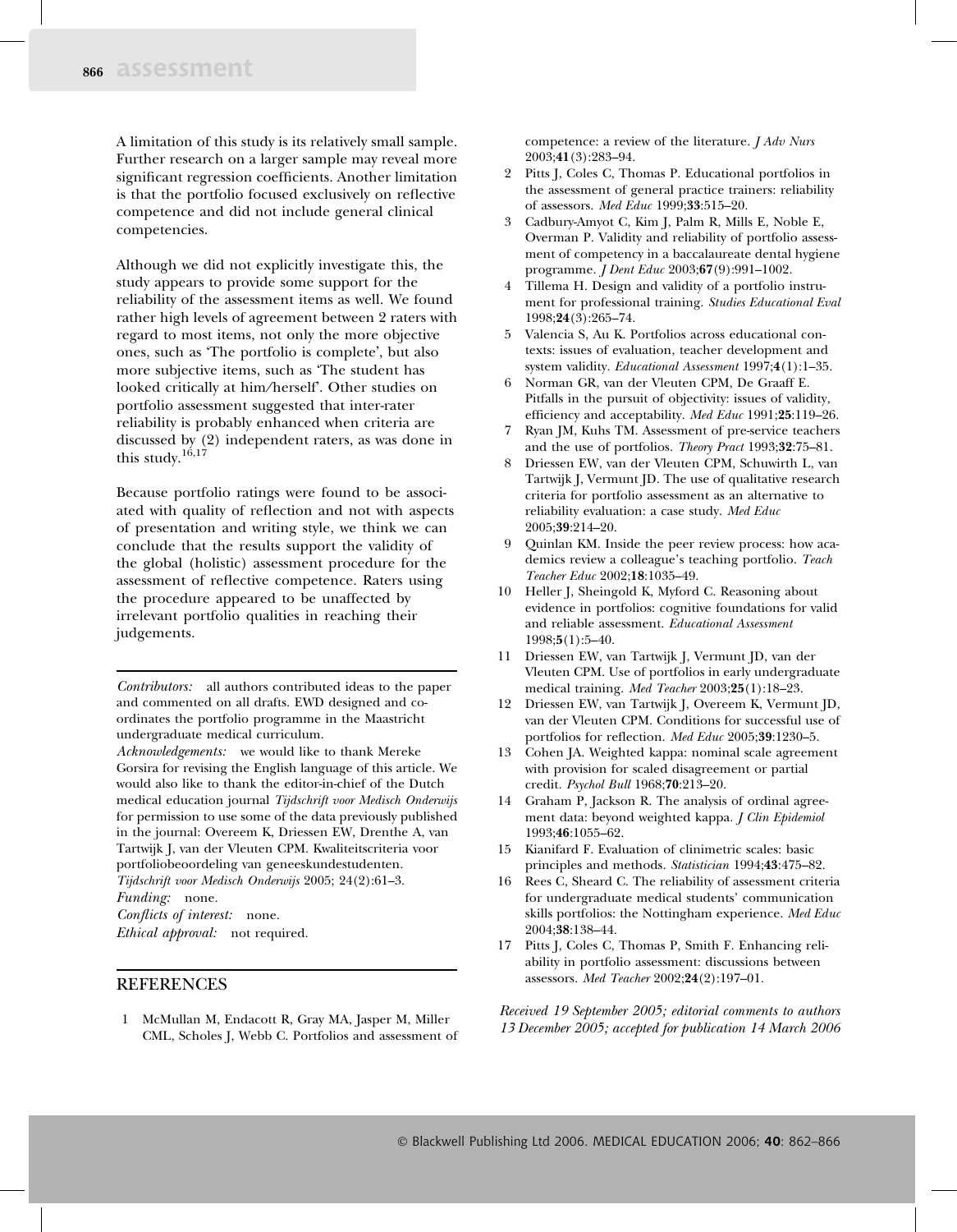A limitation of this study is its relatively small sample. Further research on a larger sample may reveal more significant regression coefficients. Another limitation is that the portfolio focused exclusively on reflective competence and did not include general clinical competencies.

Although we did not explicitly investigate this, the study appears to provide some support for the reliability of the assessment items as well. We found rather high levels of agreement between 2 raters with regard to most items, not only the more objective ones, such as 'The portfolio is complete', but also more subjective items, such as 'The student has looked critically at him/herself'. Other studies on portfolio assessment suggested that inter-rater reliability is probably enhanced when criteria are discussed by (2) independent raters, as was done in this study.[16,17]

Because portfolio ratings were found to be associated with quality of reflection and not with aspects of presentation and writing style, we think we can conclude that the results support the validity of the global (holistic) assessment procedure for the assessment of reflective competence. Raters using the procedure appeared to be unaffected by irrelevant portfolio qualities in reaching their judgements.

---

*Contributors:* all authors contributed ideas to the paper and commented on all drafts. EWD designed and co-ordinates the portfolio programme in the Maastricht undergraduate medical curriculum.
*Acknowledgements:* we would like to thank Mereke Gorsira for revising the English language of this article. We would also like to thank the editor-in-chief of the Dutch medical education journal *Tijdschrift voor Medisch Onderwijs* for permission to use some of the data previously published in the journal: Overeem K, Driessen EW, Drenthe A, van Tartwijk J, van der Vleuten CPM. Kwaliteitscriteria voor portfoliobeoordeling van geneeskundestudenten. *Tijdschrift voor Medisch Onderwijs* 2005; 24(2):61–3.
*Funding:* none.
*Conflicts of interest:* none.
*Ethical approval:* not required.

## REFERENCES

1. McMullan M, Endacott R, Gray MA, Jasper M, Miller CML, Scholes J, Webb C. Portfolios and assessment of competence: a review of the literature. *J Adv Nurs* 2003;**41**(3):283–94.
2. Pitts J, Coles C, Thomas P. Educational portfolios in the assessment of general practice trainers: reliability of assessors. *Med Educ* 1999;**33**:515–20.
3. Cadbury-Amyot C, Kim J, Palm R, Mills E, Noble E, Overman P. Validity and reliability of portfolio assessment of competency in a baccalaureate dental hygiene programme. *J Dent Educ* 2003;**67**(9):991–1002.
4. Tillema H. Design and validity of a portfolio instrument for professional training. *Studies Educational Eval* 1998;**24**(3):265–74.
5. Valencia S, Au K. Portfolios across educational contexts: issues of evaluation, teacher development and system validity. *Educational Assessment* 1997;**4**(1):1–35.
6. Norman GR, van der Vleuten CPM, De Graaff E. Pitfalls in the pursuit of objectivity: issues of validity, efficiency and acceptability. *Med Educ* 1991;**25**:119–26.
7. Ryan JM, Kuhs TM. Assessment of pre-service teachers and the use of portfolios. *Theory Pract* 1993;**32**:75–81.
8. Driessen EW, van der Vleuten CPM, Schuwirth L, van Tartwijk J, Vermunt JD. The use of qualitative research criteria for portfolio assessment as an alternative to reliability evaluation: a case study. *Med Educ* 2005;**39**:214–20.
9. Quinlan KM. Inside the peer review process: how academics review a colleague's teaching portfolio. *Teach Teacher Educ* 2002;**18**:1035–49.
10. Heller J, Sheingold K, Myford C. Reasoning about evidence in portfolios: cognitive foundations for valid and reliable assessment. *Educational Assessment* 1998;**5**(1):5–40.
11. Driessen EW, van Tartwijk J, Vermunt JD, van der Vleuten CPM. Use of portfolios in early undergraduate medical training. *Med Teacher* 2003;**25**(1):18–23.
12. Driessen EW, van Tartwijk J, Overeem K, Vermunt JD, van der Vleuten CPM. Conditions for successful use of portfolios for reflection. *Med Educ* 2005;**39**:1230–5.
13. Cohen JA. Weighted kappa: nominal scale agreement with provision for scaled disagreement or partial credit. *Psychol Bull* 1968;**70**:213–20.
14. Graham P, Jackson R. The analysis of ordinal agreement data: beyond weighted kappa. *J Clin Epidemiol* 1993;**46**:1055–62.
15. Kianifard F. Evaluation of clinimetric scales: basic principles and methods. *Statistician* 1994;**43**:475–82.
16. Rees C, Sheard C. The reliability of assessment criteria for undergraduate medical students' communication skills portfolios: the Nottingham experience. *Med Educ* 2004;**38**:138–44.
17. Pitts J, Coles C, Thomas P, Smith F. Enhancing reliability in portfolio assessment: discussions between assessors. *Med Teacher* 2002;**24**(2):197–01.

*Received 19 September 2005; editorial comments to authors 13 December 2005; accepted for publication 14 March 2006*